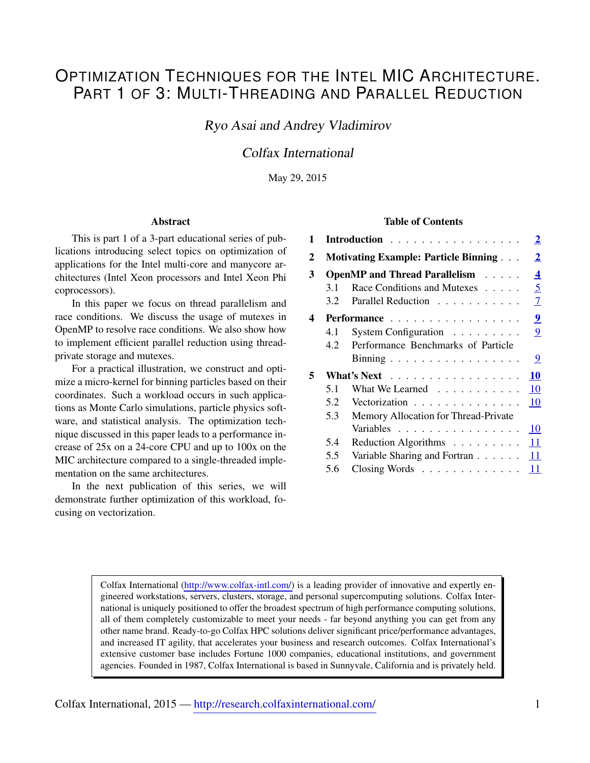# Optimization Techniques for the Intel MIC Architecture. Part 1 of 3: Multi-Threading and Parallel Reduction

*Ryo Asai and Andrey Vladimirov*

*Colfax International*

May 29, 2015

## Abstract

This is part 1 of a 3-part educational series of publications introducing select topics on optimization of applications for the Intel multi-core and manycore architectures (Intel Xeon processors and Intel Xeon Phi coprocessors).

In this paper we focus on thread parallelism and race conditions. We discuss the usage of mutexes in OpenMP to resolve race conditions. We also show how to implement efficient parallel reduction using thread-private storage and mutexes.

For a practical illustration, we construct and optimize a micro-kernel for binning particles based on their coordinates. Such a workload occurs in such applications as Monte Carlo simulations, particle physics software, and statistical analysis. The optimization technique discussed in this paper leads to a performance increase of 25x on a 24-core CPU and up to 100x on the MIC architecture compared to a single-threaded implementation on the same architectures.

In the next publication of this series, we will demonstrate further optimization of this workload, focusing on vectorization.

## Table of Contents

- **1 Introduction** ........ 2
- **2 Motivating Example: Particle Binning** ........ 2
- **3 OpenMP and Thread Parallelism** ........ 4
  - 3.1 Race Conditions and Mutexes ........ 5
  - 3.2 Parallel Reduction ........ 7
- **4 Performance** ........ 9
  - 4.1 System Configuration ........ 9
  - 4.2 Performance Benchmarks of Particle Binning ........ 9
- **5 What's Next** ........ 10
  - 5.1 What We Learned ........ 10
  - 5.2 Vectorization ........ 10
  - 5.3 Memory Allocation for Thread-Private Variables ........ 10
  - 5.4 Reduction Algorithms ........ 11
  - 5.5 Variable Sharing and Fortran ........ 11
  - 5.6 Closing Words ........ 11

Colfax International (http://www.colfax-intl.com/) is a leading provider of innovative and expertly engineered workstations, servers, clusters, storage, and personal supercomputing solutions. Colfax International is uniquely positioned to offer the broadest spectrum of high performance computing solutions, all of them completely customizable to meet your needs - far beyond anything you can get from any other name brand. Ready-to-go Colfax HPC solutions deliver significant price/performance advantages, and increased IT agility, that accelerates your business and research outcomes. Colfax International's extensive customer base includes Fortune 1000 companies, educational institutions, and government agencies. Founded in 1987, Colfax International is based in Sunnyvale, California and is privately held.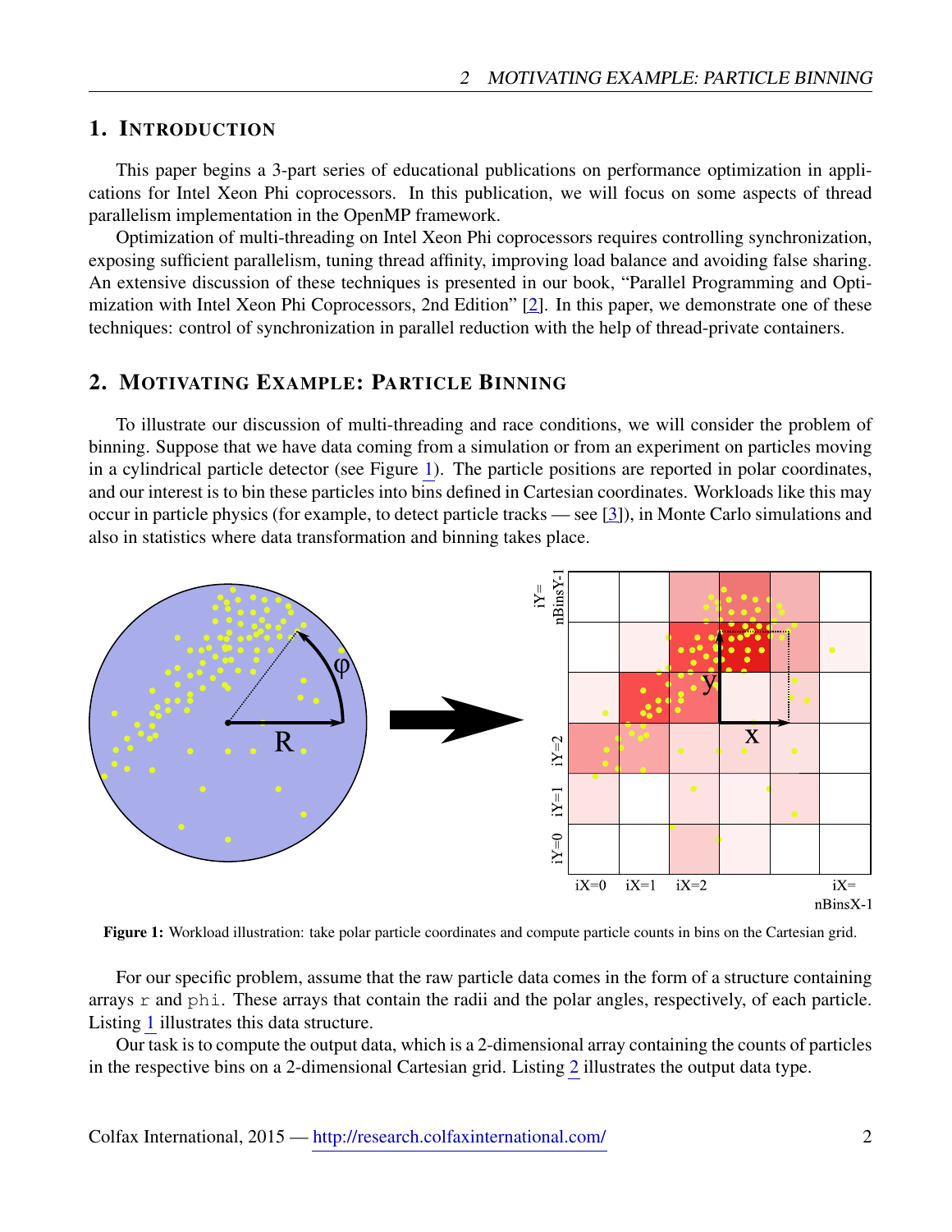## 1. Introduction

This paper begins a 3-part series of educational publications on performance optimization in applications for Intel Xeon Phi coprocessors. In this publication, we will focus on some aspects of thread parallelism implementation in the OpenMP framework.

Optimization of multi-threading on Intel Xeon Phi coprocessors requires controlling synchronization, exposing sufficient parallelism, tuning thread affinity, improving load balance and avoiding false sharing. An extensive discussion of these techniques is presented in our book, "Parallel Programming and Optimization with Intel Xeon Phi Coprocessors, 2nd Edition" [2]. In this paper, we demonstrate one of these techniques: control of synchronization in parallel reduction with the help of thread-private containers.

## 2. Motivating Example: Particle Binning

To illustrate our discussion of multi-threading and race conditions, we will consider the problem of binning. Suppose that we have data coming from a simulation or from an experiment on particles moving in a cylindrical particle detector (see Figure 1). The particle positions are reported in polar coordinates, and our interest is to bin these particles into bins defined in Cartesian coordinates. Workloads like this may occur in particle physics (for example, to detect particle tracks — see [3]), in Monte Carlo simulations and also in statistics where data transformation and binning takes place.

**Figure 1:** Workload illustration: take polar particle coordinates and compute particle counts in bins on the Cartesian grid.

For our specific problem, assume that the raw particle data comes in the form of a structure containing arrays `r` and `phi`. These arrays that contain the radii and the polar angles, respectively, of each particle. Listing 1 illustrates this data structure.

Our task is to compute the output data, which is a 2-dimensional array containing the counts of particles in the respective bins on a 2-dimensional Cartesian grid. Listing 2 illustrates the output data type.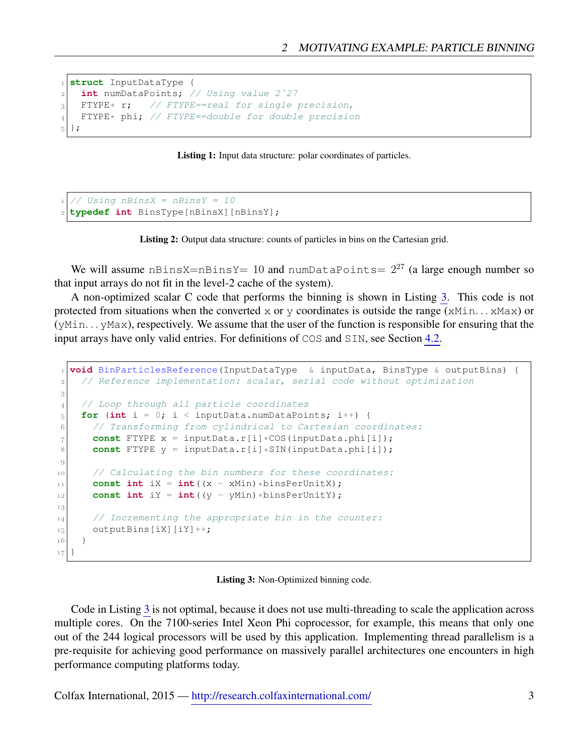```
struct InputDataType {
  int numDataPoints; // Using value 2^27
  FTYPE* r;   // FTYPE==real for single precision,
  FTYPE* phi; // FTYPE==double for double precision
};
```

**Listing 1:** Input data structure: polar coordinates of particles.

```
// Using nBinsX = nBinsY = 10
typedef int BinsType[nBinsX][nBinsY];
```

**Listing 2:** Output data structure: counts of particles in bins on the Cartesian grid.

We will assume `nBinsX`=`nBinsY`= 10 and `numDataPoints`= $2^{27}$ (a large enough number so that input arrays do not fit in the level-2 cache of the system).

A non-optimized scalar C code that performs the binning is shown in Listing 3. This code is not protected from situations when the converted `x` or `y` coordinates is outside the range (`xMin`...`xMax`) or (`yMin`...`yMax`), respectively. We assume that the user of the function is responsible for ensuring that the input arrays have only valid entries. For definitions of `COS` and `SIN`, see Section 4.2.

```
void BinParticlesReference(InputDataType  & inputData, BinsType & outputBins) {
  // Reference implementation: scalar, serial code without optimization

  // Loop through all particle coordinates
  for (int i = 0; i < inputData.numDataPoints; i++) {
    // Transforming from cylindrical to Cartesian coordinates:
    const FTYPE x = inputData.r[i]*COS(inputData.phi[i]);
    const FTYPE y = inputData.r[i]*SIN(inputData.phi[i]);

    // Calculating the bin numbers for these coordinates:
    const int iX = int((x - xMin)*binsPerUnitX);
    const int iY = int((y - yMin)*binsPerUnitY);

    // Incrementing the appropriate bin in the counter:
    outputBins[iX][iY]++;
  }
}
```

**Listing 3:** Non-Optimized binning code.

Code in Listing 3 is not optimal, because it does not use multi-threading to scale the application across multiple cores. On the 7100-series Intel Xeon Phi coprocessor, for example, this means that only one out of the 244 logical processors will be used by this application. Implementing thread parallelism is a pre-requisite for achieving good performance on massively parallel architectures one encounters in high performance computing platforms today.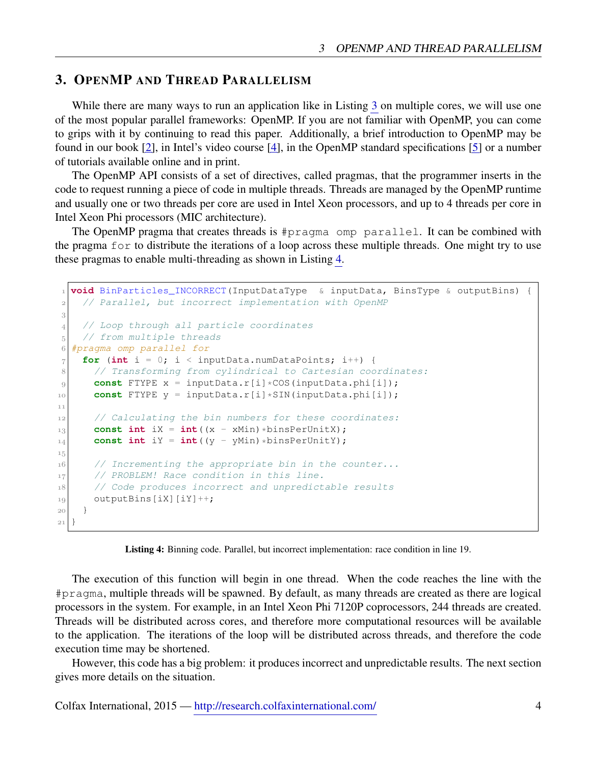## 3. OpenMP and Thread Parallelism

While there are many ways to run an application like in Listing 3 on multiple cores, we will use one of the most popular parallel frameworks: OpenMP. If you are not familiar with OpenMP, you can come to grips with it by continuing to read this paper. Additionally, a brief introduction to OpenMP may be found in our book [2], in Intel's video course [4], in the OpenMP standard specifications [5] or a number of tutorials available online and in print.

The OpenMP API consists of a set of directives, called pragmas, that the programmer inserts in the code to request running a piece of code in multiple threads. Threads are managed by the OpenMP runtime and usually one or two threads per core are used in Intel Xeon processors, and up to 4 threads per core in Intel Xeon Phi processors (MIC architecture).

The OpenMP pragma that creates threads is `#pragma omp parallel`. It can be combined with the pragma `for` to distribute the iterations of a loop across these multiple threads. One might try to use these pragmas to enable multi-threading as shown in Listing 4.

```
void BinParticles_INCORRECT(InputDataType  & inputData, BinsType & outputBins) {
  // Parallel, but incorrect implementation with OpenMP

  // Loop through all particle coordinates
  // from multiple threads
#pragma omp parallel for
  for (int i = 0; i < inputData.numDataPoints; i++) {
    // Transforming from cylindrical to Cartesian coordinates:
    const FTYPE x = inputData.r[i]*COS(inputData.phi[i]);
    const FTYPE y = inputData.r[i]*SIN(inputData.phi[i]);

    // Calculating the bin numbers for these coordinates:
    const int iX = int((x - xMin)*binsPerUnitX);
    const int iY = int((y - yMin)*binsPerUnitY);

    // Incrementing the appropriate bin in the counter...
    // PROBLEM! Race condition in this line.
    // Code produces incorrect and unpredictable results
    outputBins[iX][iY]++;
  }
}
```

**Listing 4:** Binning code. Parallel, but incorrect implementation: race condition in line 19.

The execution of this function will begin in one thread. When the code reaches the line with the `#pragma`, multiple threads will be spawned. By default, as many threads are created as there are logical processors in the system. For example, in an Intel Xeon Phi 7120P coprocessors, 244 threads are created. Threads will be distributed across cores, and therefore more computational resources will be available to the application. The iterations of the loop will be distributed across threads, and therefore the code execution time may be shortened.

However, this code has a big problem: it produces incorrect and unpredictable results. The next section gives more details on the situation.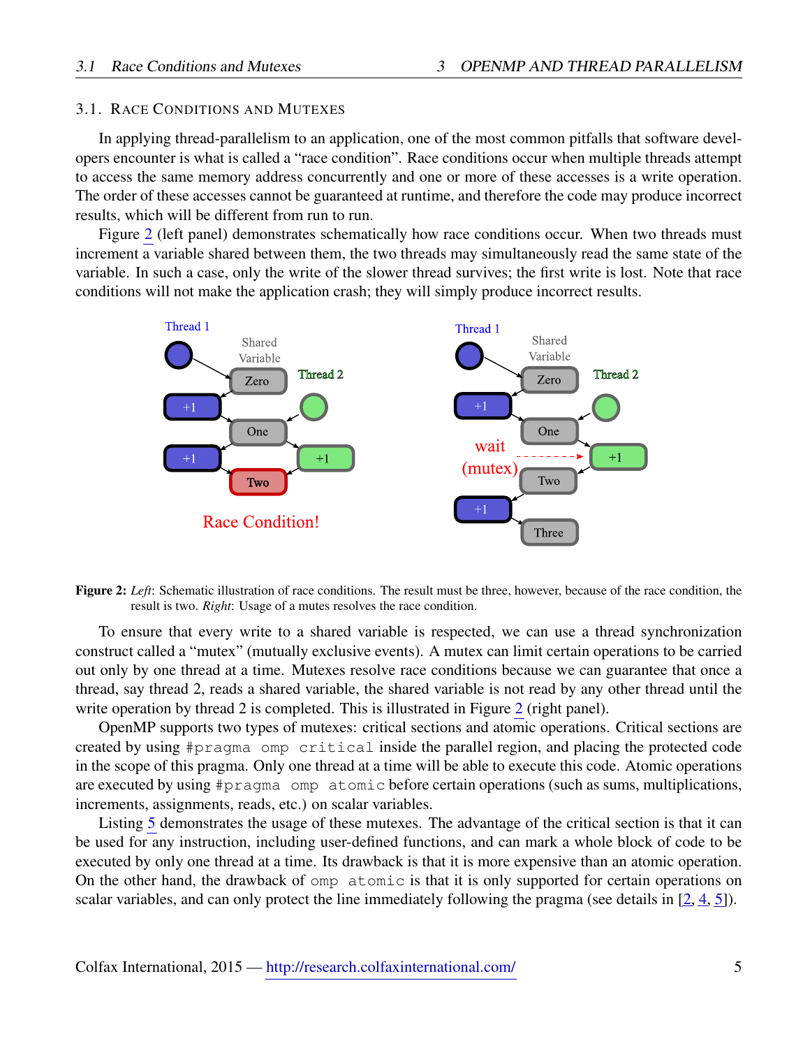### 3.1. Race Conditions and Mutexes

In applying thread-parallelism to an application, one of the most common pitfalls that software developers encounter is what is called a "race condition". Race conditions occur when multiple threads attempt to access the same memory address concurrently and one or more of these accesses is a write operation. The order of these accesses cannot be guaranteed at runtime, and therefore the code may produce incorrect results, which will be different from run to run.

Figure 2 (left panel) demonstrates schematically how race conditions occur. When two threads must increment a variable shared between them, the two threads may simultaneously read the same state of the variable. In such a case, only the write of the slower thread survives; the first write is lost. Note that race conditions will not make the application crash; they will simply produce incorrect results.

**Figure 2:** *Left*: Schematic illustration of race conditions. The result must be three, however, because of the race condition, the result is two. *Right*: Usage of a mutes resolves the race condition.

To ensure that every write to a shared variable is respected, we can use a thread synchronization construct called a "mutex" (mutually exclusive events). A mutex can limit certain operations to be carried out only by one thread at a time. Mutexes resolve race conditions because we can guarantee that once a thread, say thread 2, reads a shared variable, the shared variable is not read by any other thread until the write operation by thread 2 is completed. This is illustrated in Figure 2 (right panel).

OpenMP supports two types of mutexes: critical sections and atomic operations. Critical sections are created by using `#pragma omp critical` inside the parallel region, and placing the protected code in the scope of this pragma. Only one thread at a time will be able to execute this code. Atomic operations are executed by using `#pragma omp atomic` before certain operations (such as sums, multiplications, increments, assignments, reads, etc.) on scalar variables.

Listing 5 demonstrates the usage of these mutexes. The advantage of the critical section is that it can be used for any instruction, including user-defined functions, and can mark a whole block of code to be executed by only one thread at a time. Its drawback is that it is more expensive than an atomic operation. On the other hand, the drawback of `omp atomic` is that it is only supported for certain operations on scalar variables, and can only protect the line immediately following the pragma (see details in [2, 4, 5]).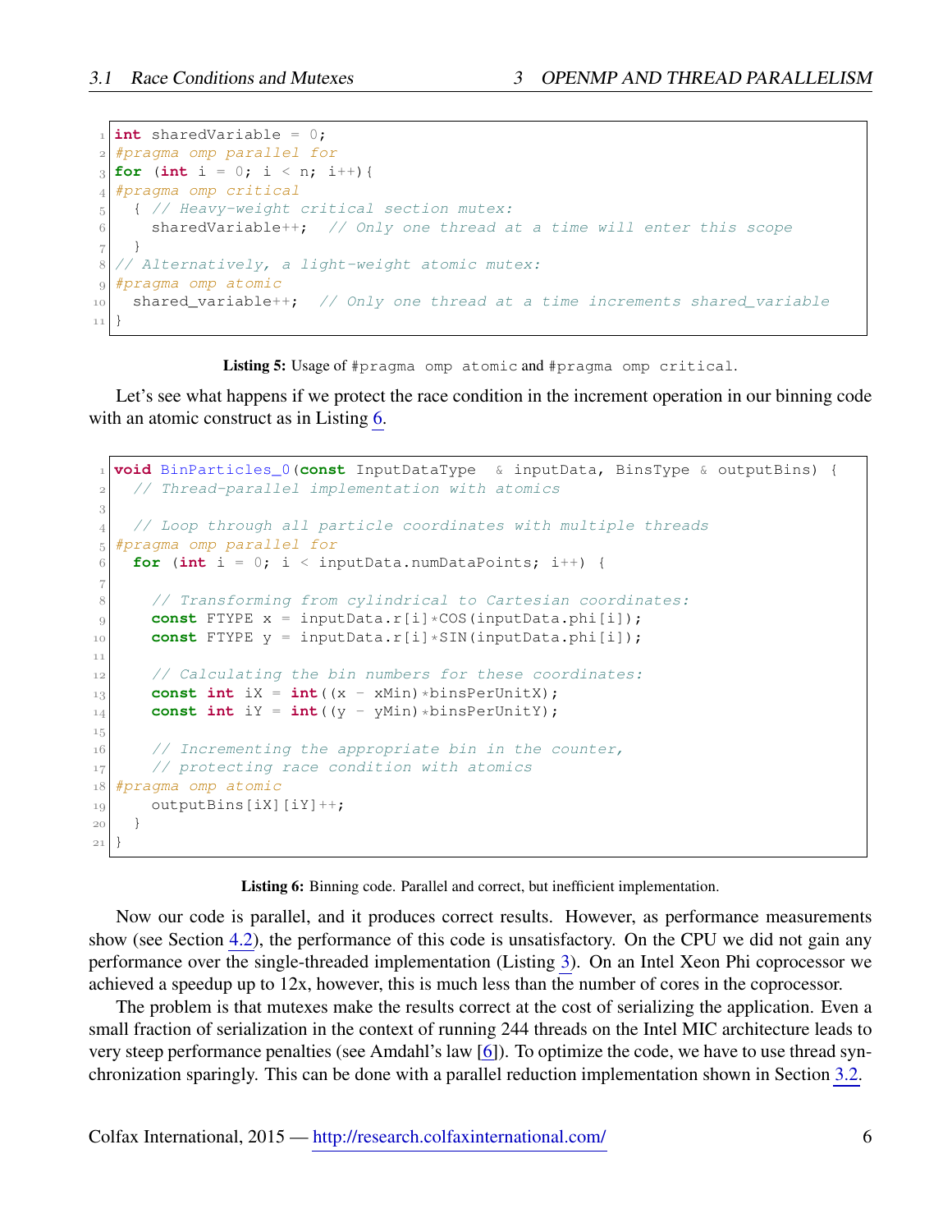```
int sharedVariable = 0;
#pragma omp parallel for
for (int i = 0; i < n; i++){
#pragma omp critical
  { // Heavy-weight critical section mutex:
    sharedVariable++;  // Only one thread at a time will enter this scope
  }
// Alternatively, a light-weight atomic mutex:
#pragma omp atomic
  shared_variable++;  // Only one thread at a time increments shared_variable
}
```

**Listing 5:** Usage of `#pragma omp atomic` and `#pragma omp critical`.

Let's see what happens if we protect the race condition in the increment operation in our binning code with an atomic construct as in Listing 6.

```
void BinParticles_0(const InputDataType  & inputData, BinsType & outputBins) {
  // Thread-parallel implementation with atomics

  // Loop through all particle coordinates with multiple threads
#pragma omp parallel for
  for (int i = 0; i < inputData.numDataPoints; i++) {

    // Transforming from cylindrical to Cartesian coordinates:
    const FTYPE x = inputData.r[i]*COS(inputData.phi[i]);
    const FTYPE y = inputData.r[i]*SIN(inputData.phi[i]);

    // Calculating the bin numbers for these coordinates:
    const int iX = int((x - xMin)*binsPerUnitX);
    const int iY = int((y - yMin)*binsPerUnitY);

    // Incrementing the appropriate bin in the counter,
    // protecting race condition with atomics
#pragma omp atomic
    outputBins[iX][iY]++;
  }
}
```

**Listing 6:** Binning code. Parallel and correct, but inefficient implementation.

Now our code is parallel, and it produces correct results. However, as performance measurements show (see Section 4.2), the performance of this code is unsatisfactory. On the CPU we did not gain any performance over the single-threaded implementation (Listing 3). On an Intel Xeon Phi coprocessor we achieved a speedup up to 12x, however, this is much less than the number of cores in the coprocessor.

The problem is that mutexes make the results correct at the cost of serializing the application. Even a small fraction of serialization in the context of running 244 threads on the Intel MIC architecture leads to very steep performance penalties (see Amdahl's law [6]). To optimize the code, we have to use thread synchronization sparingly. This can be done with a parallel reduction implementation shown in Section 3.2.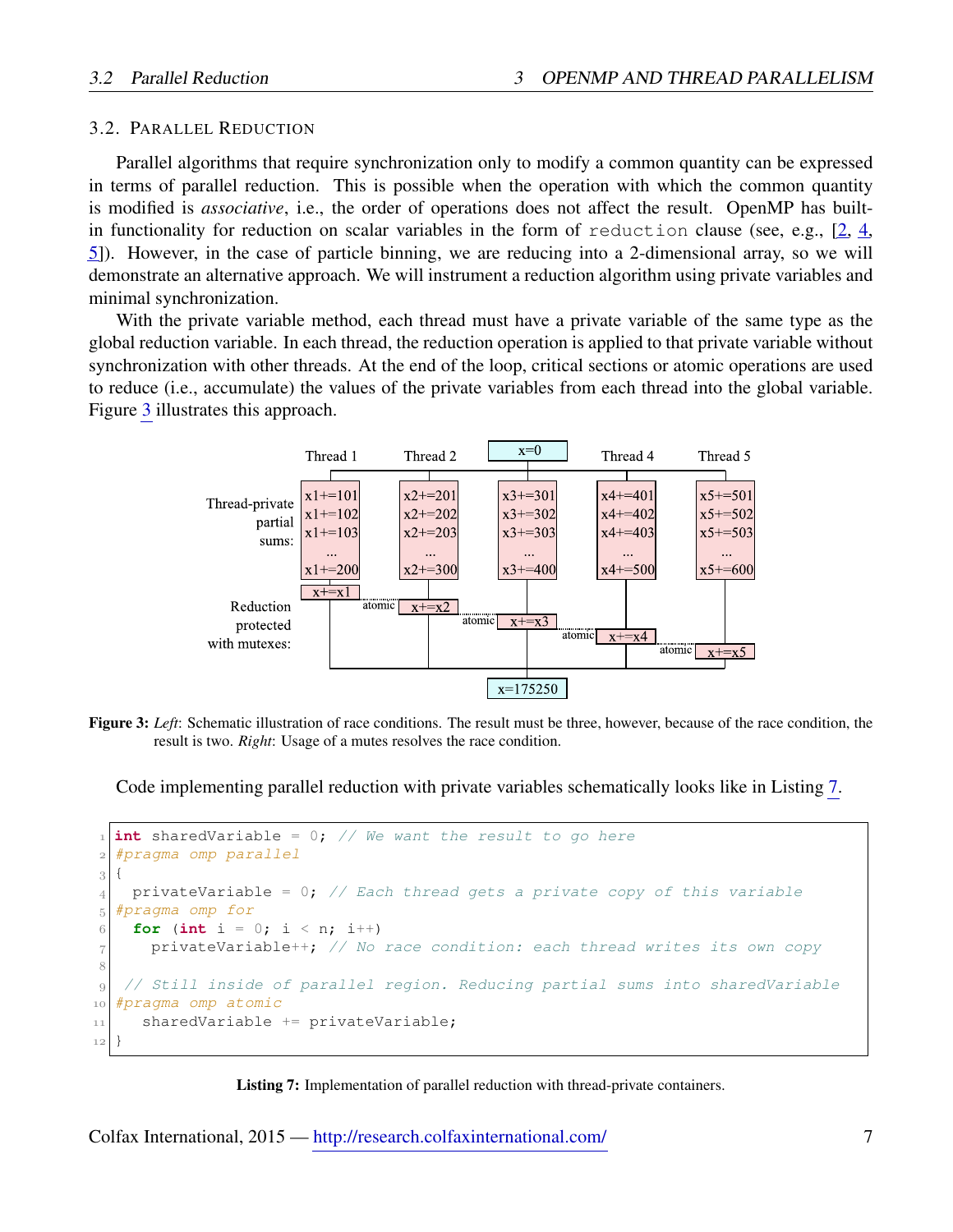### 3.2. Parallel Reduction

Parallel algorithms that require synchronization only to modify a common quantity can be expressed in terms of parallel reduction. This is possible when the operation with which the common quantity is modified is *associative*, i.e., the order of operations does not affect the result. OpenMP has built-in functionality for reduction on scalar variables in the form of `reduction` clause (see, e.g., [2, 4, 5]). However, in the case of particle binning, we are reducing into a 2-dimensional array, so we will demonstrate an alternative approach. We will instrument a reduction algorithm using private variables and minimal synchronization.

With the private variable method, each thread must have a private variable of the same type as the global reduction variable. In each thread, the reduction operation is applied to that private variable without synchronization with other threads. At the end of the loop, critical sections or atomic operations are used to reduce (i.e., accumulate) the values of the private variables from each thread into the global variable. Figure 3 illustrates this approach.

**Figure 3:** *Left*: Schematic illustration of race conditions. The result must be three, however, because of the race condition, the result is two. *Right*: Usage of a mutes resolves the race condition.

Code implementing parallel reduction with private variables schematically looks like in Listing 7.

```
int sharedVariable = 0; // We want the result to go here
#pragma omp parallel
{
  privateVariable = 0; // Each thread gets a private copy of this variable
#pragma omp for
  for (int i = 0; i < n; i++)
    privateVariable++; // No race condition: each thread writes its own copy

 // Still inside of parallel region. Reducing partial sums into sharedVariable
#pragma omp atomic
   sharedVariable += privateVariable;
}
```

**Listing 7:** Implementation of parallel reduction with thread-private containers.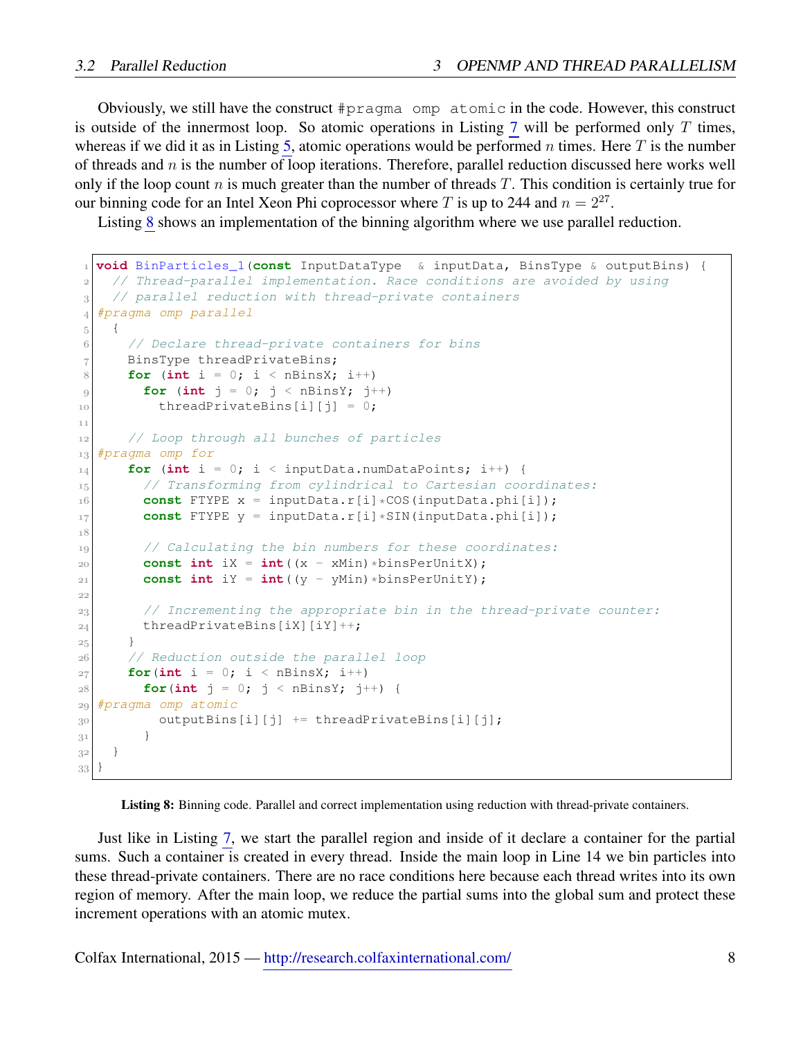Obviously, we still have the construct `#pragma omp atomic` in the code. However, this construct is outside of the innermost loop. So atomic operations in Listing 7 will be performed only $T$ times, whereas if we did it as in Listing 5, atomic operations would be performed $n$ times. Here $T$ is the number of threads and $n$ is the number of loop iterations. Therefore, parallel reduction discussed here works well only if the loop count $n$ is much greater than the number of threads $T$. This condition is certainly true for our binning code for an Intel Xeon Phi coprocessor where $T$ is up to 244 and $n = 2^{27}$.

Listing 8 shows an implementation of the binning algorithm where we use parallel reduction.

```
void BinParticles_1(const InputDataType  & inputData, BinsType & outputBins) {
  // Thread-parallel implementation. Race conditions are avoided by using
  // parallel reduction with thread-private containers
#pragma omp parallel
  {
    // Declare thread-private containers for bins
    BinsType threadPrivateBins;
    for (int i = 0; i < nBinsX; i++)
      for (int j = 0; j < nBinsY; j++)
        threadPrivateBins[i][j] = 0;

    // Loop through all bunches of particles
#pragma omp for
    for (int i = 0; i < inputData.numDataPoints; i++) {
      // Transforming from cylindrical to Cartesian coordinates:
      const FTYPE x = inputData.r[i]*COS(inputData.phi[i]);
      const FTYPE y = inputData.r[i]*SIN(inputData.phi[i]);

      // Calculating the bin numbers for these coordinates:
      const int iX = int((x - xMin)*binsPerUnitX);
      const int iY = int((y - yMin)*binsPerUnitY);

      // Incrementing the appropriate bin in the thread-private counter:
      threadPrivateBins[iX][iY]++;
    }
    // Reduction outside the parallel loop
    for(int i = 0; i < nBinsX; i++)
      for(int j = 0; j < nBinsY; j++) {
#pragma omp atomic
        outputBins[i][j] += threadPrivateBins[i][j];
      }
  }
}
```

**Listing 8:** Binning code. Parallel and correct implementation using reduction with thread-private containers.

Just like in Listing 7, we start the parallel region and inside of it declare a container for the partial sums. Such a container is created in every thread. Inside the main loop in Line 14 we bin particles into these thread-private containers. There are no race conditions here because each thread writes into its own region of memory. After the main loop, we reduce the partial sums into the global sum and protect these increment operations with an atomic mutex.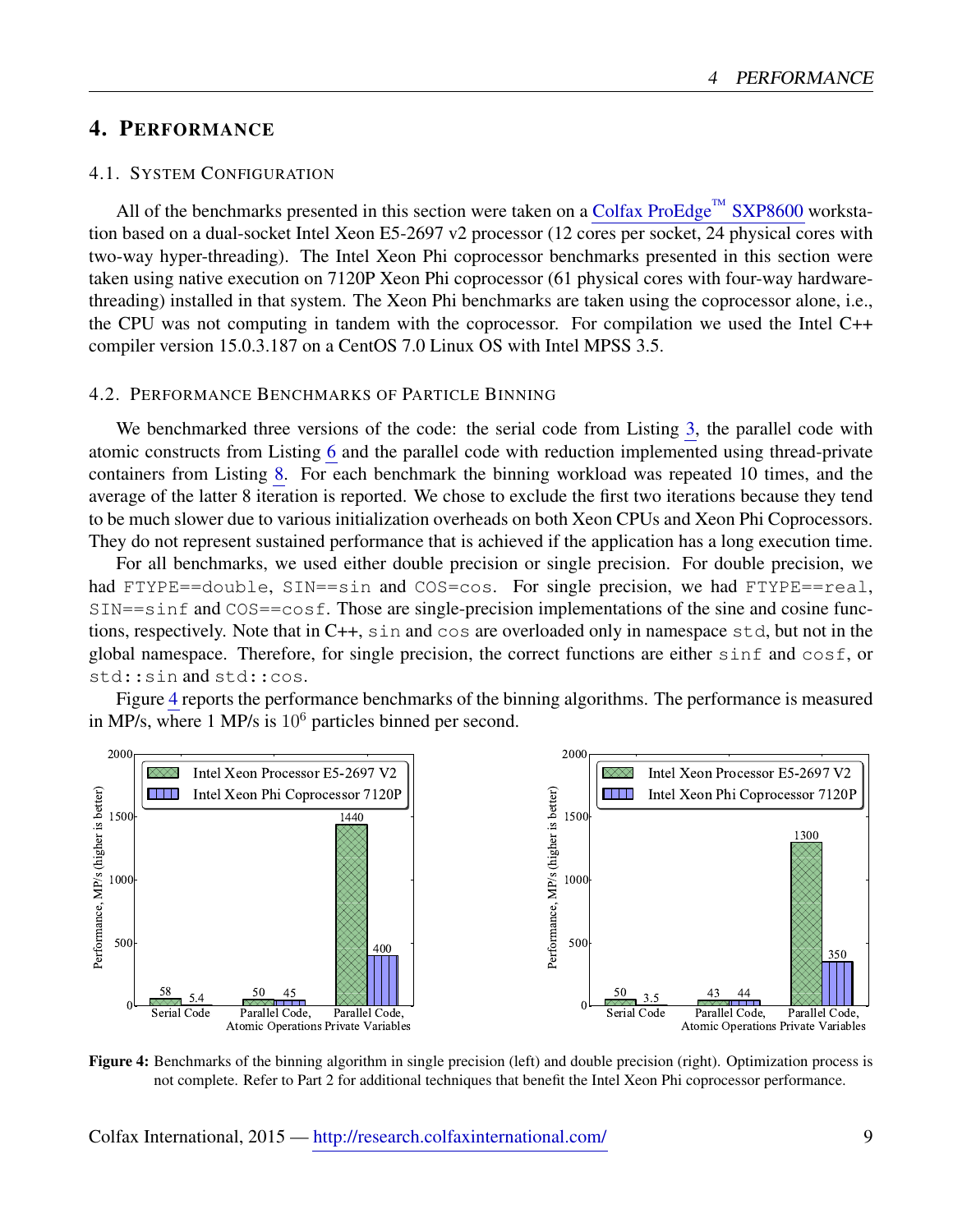# 4. Performance

## 4.1. System Configuration

All of the benchmarks presented in this section were taken on a Colfax ProEdge™ SXP8600 workstation based on a dual-socket Intel Xeon E5-2697 v2 processor (12 cores per socket, 24 physical cores with two-way hyper-threading). The Intel Xeon Phi coprocessor benchmarks presented in this section were taken using native execution on 7120P Xeon Phi coprocessor (61 physical cores with four-way hardware-threading) installed in that system. The Xeon Phi benchmarks are taken using the coprocessor alone, i.e., the CPU was not computing in tandem with the coprocessor. For compilation we used the Intel C++ compiler version 15.0.3.187 on a CentOS 7.0 Linux OS with Intel MPSS 3.5.

## 4.2. Performance Benchmarks of Particle Binning

We benchmarked three versions of the code: the serial code from Listing 3, the parallel code with atomic constructs from Listing 6 and the parallel code with reduction implemented using thread-private containers from Listing 8. For each benchmark the binning workload was repeated 10 times, and the average of the latter 8 iteration is reported. We chose to exclude the first two iterations because they tend to be much slower due to various initialization overheads on both Xeon CPUs and Xeon Phi Coprocessors. They do not represent sustained performance that is achieved if the application has a long execution time.

For all benchmarks, we used either double precision or single precision. For double precision, we had `FTYPE==double`, `SIN==sin` and `COS==cos`. For single precision, we had `FTYPE==real`, `SIN==sinf` and `COS==cosf`. Those are single-precision implementations of the sine and cosine functions, respectively. Note that in C++, `sin` and `cos` are overloaded only in namespace `std`, but not in the global namespace. Therefore, for single precision, the correct functions are either `sinf` and `cosf`, or `std::sin` and `std::cos`.

Figure 4 reports the performance benchmarks of the binning algorithms. The performance is measured in MP/s, where 1 MP/s is $10^6$ particles binned per second.

| Performance, MP/s (higher is better) | Single precision: Intel Xeon Processor E5-2697 V2 | Single precision: Intel Xeon Phi Coprocessor 7120P | Double precision: Intel Xeon Processor E5-2697 V2 | Double precision: Intel Xeon Phi Coprocessor 7120P |
|---|---|---|---|---|
| Serial Code | 58 | 5.4 | 50 | 3.5 |
| Parallel Code, Atomic Operations | 50 | 45 | 43 | 44 |
| Parallel Code, Private Variables | 1440 | 400 | 1300 | 350 |

**Figure 4:** Benchmarks of the binning algorithm in single precision (left) and double precision (right). Optimization process is not complete. Refer to Part 2 for additional techniques that benefit the Intel Xeon Phi coprocessor performance.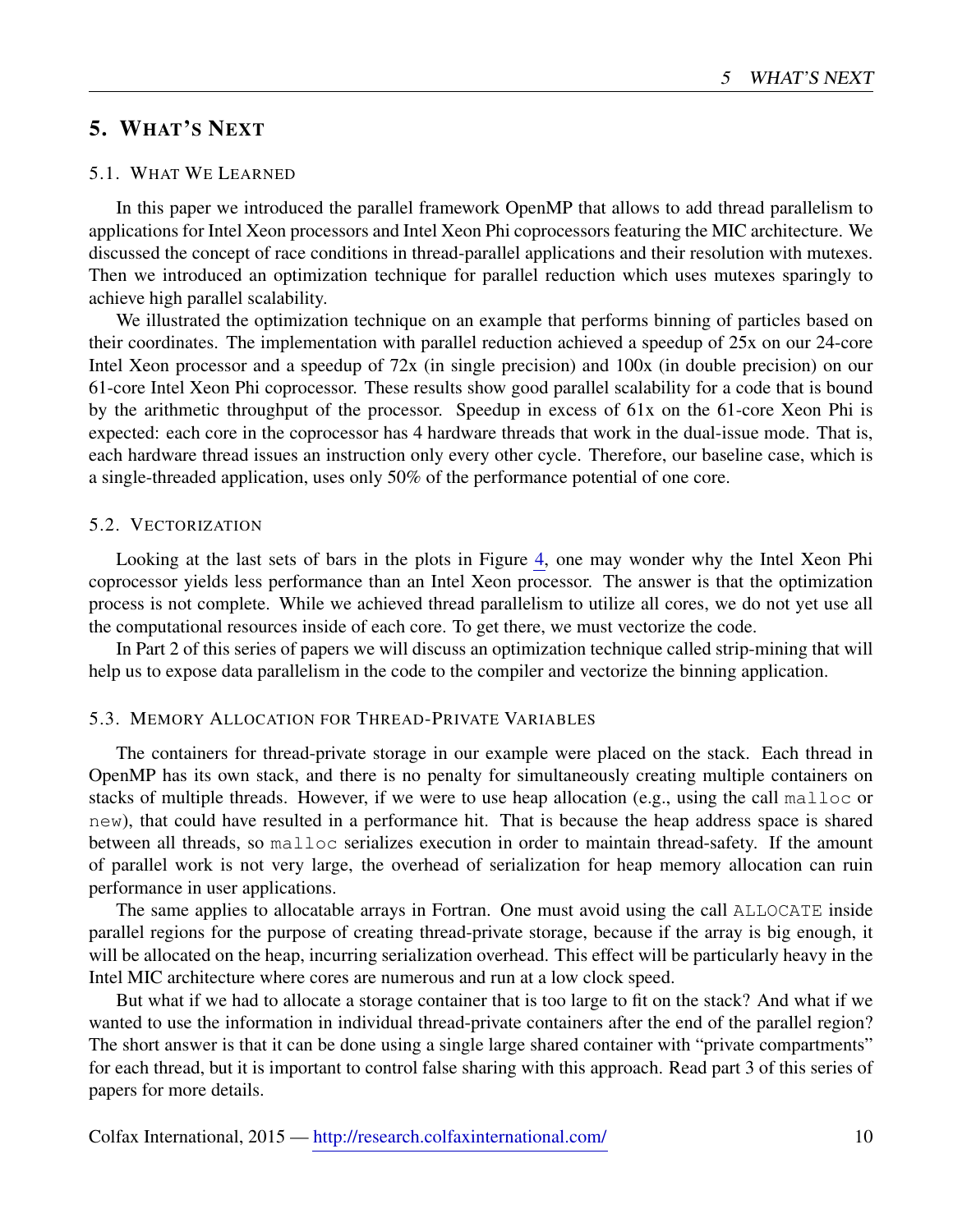# 5. What's Next

## 5.1. What We Learned

In this paper we introduced the parallel framework OpenMP that allows to add thread parallelism to applications for Intel Xeon processors and Intel Xeon Phi coprocessors featuring the MIC architecture. We discussed the concept of race conditions in thread-parallel applications and their resolution with mutexes. Then we introduced an optimization technique for parallel reduction which uses mutexes sparingly to achieve high parallel scalability.

We illustrated the optimization technique on an example that performs binning of particles based on their coordinates. The implementation with parallel reduction achieved a speedup of 25x on our 24-core Intel Xeon processor and a speedup of 72x (in single precision) and 100x (in double precision) on our 61-core Intel Xeon Phi coprocessor. These results show good parallel scalability for a code that is bound by the arithmetic throughput of the processor. Speedup in excess of 61x on the 61-core Xeon Phi is expected: each core in the coprocessor has 4 hardware threads that work in the dual-issue mode. That is, each hardware thread issues an instruction only every other cycle. Therefore, our baseline case, which is a single-threaded application, uses only 50% of the performance potential of one core.

## 5.2. Vectorization

Looking at the last sets of bars in the plots in Figure 4, one may wonder why the Intel Xeon Phi coprocessor yields less performance than an Intel Xeon processor. The answer is that the optimization process is not complete. While we achieved thread parallelism to utilize all cores, we do not yet use all the computational resources inside of each core. To get there, we must vectorize the code.

In Part 2 of this series of papers we will discuss an optimization technique called strip-mining that will help us to expose data parallelism in the code to the compiler and vectorize the binning application.

## 5.3. Memory Allocation for Thread-Private Variables

The containers for thread-private storage in our example were placed on the stack. Each thread in OpenMP has its own stack, and there is no penalty for simultaneously creating multiple containers on stacks of multiple threads. However, if we were to use heap allocation (e.g., using the call `malloc` or `new`), that could have resulted in a performance hit. That is because the heap address space is shared between all threads, so `malloc` serializes execution in order to maintain thread-safety. If the amount of parallel work is not very large, the overhead of serialization for heap memory allocation can ruin performance in user applications.

The same applies to allocatable arrays in Fortran. One must avoid using the call `ALLOCATE` inside parallel regions for the purpose of creating thread-private storage, because if the array is big enough, it will be allocated on the heap, incurring serialization overhead. This effect will be particularly heavy in the Intel MIC architecture where cores are numerous and run at a low clock speed.

But what if we had to allocate a storage container that is too large to fit on the stack? And what if we wanted to use the information in individual thread-private containers after the end of the parallel region? The short answer is that it can be done using a single large shared container with "private compartments" for each thread, but it is important to control false sharing with this approach. Read part 3 of this series of papers for more details.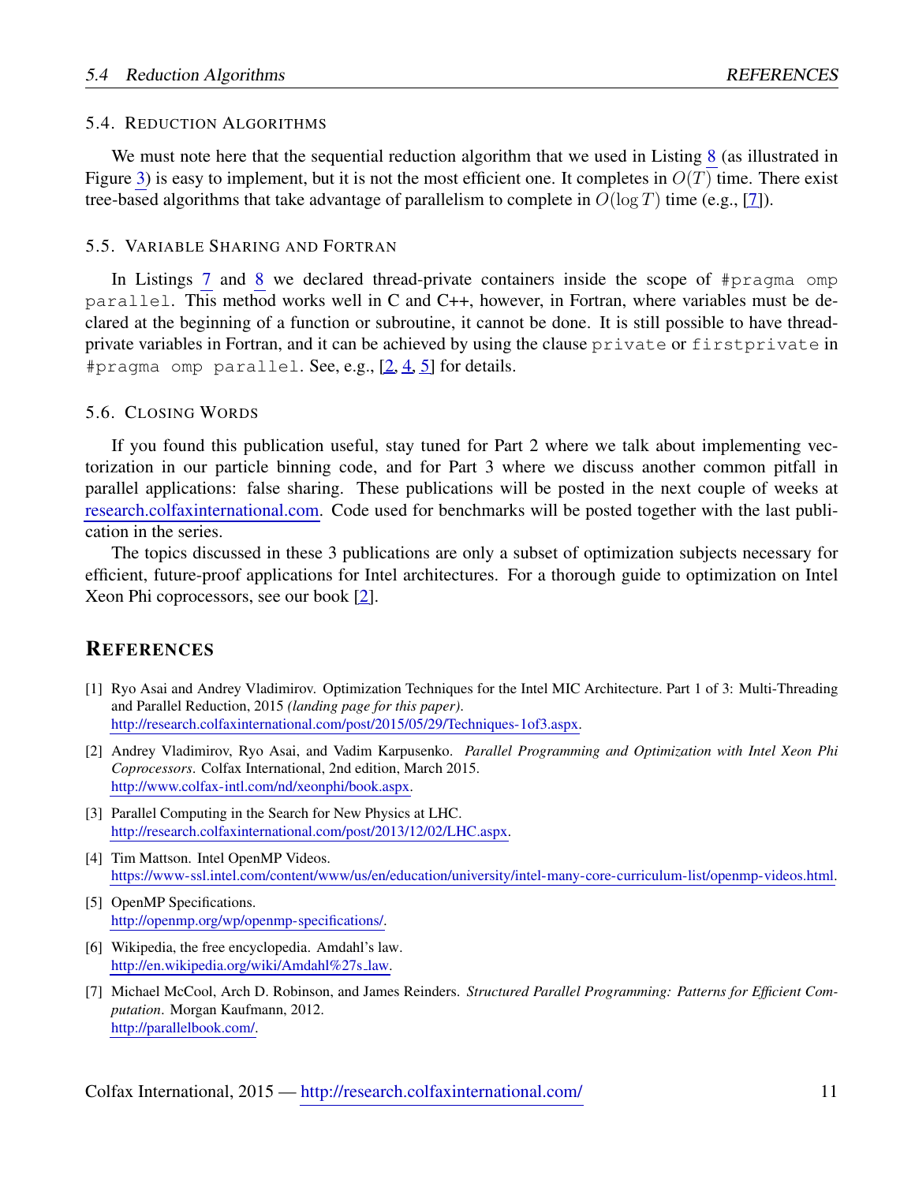### 5.4. Reduction Algorithms

We must note here that the sequential reduction algorithm that we used in Listing 8 (as illustrated in Figure 3) is easy to implement, but it is not the most efficient one. It completes in $O(T)$ time. There exist tree-based algorithms that take advantage of parallelism to complete in $O(\log T)$ time (e.g., [7]).

### 5.5. Variable Sharing and Fortran

In Listings 7 and 8 we declared thread-private containers inside the scope of `#pragma omp parallel`. This method works well in C and C++, however, in Fortran, where variables must be declared at the beginning of a function or subroutine, it cannot be done. It is still possible to have thread-private variables in Fortran, and it can be achieved by using the clause `private` or `firstprivate` in `#pragma omp parallel`. See, e.g., [2, 4, 5] for details.

### 5.6. Closing Words

If you found this publication useful, stay tuned for Part 2 where we talk about implementing vectorization in our particle binning code, and for Part 3 where we discuss another common pitfall in parallel applications: false sharing. These publications will be posted in the next couple of weeks at research.colfaxinternational.com. Code used for benchmarks will be posted together with the last publication in the series.

The topics discussed in these 3 publications are only a subset of optimization subjects necessary for efficient, future-proof applications for Intel architectures. For a thorough guide to optimization on Intel Xeon Phi coprocessors, see our book [2].

## References

[1] Ryo Asai and Andrey Vladimirov. Optimization Techniques for the Intel MIC Architecture. Part 1 of 3: Multi-Threading and Parallel Reduction, 2015 *(landing page for this paper)*. http://research.colfaxinternational.com/post/2015/05/29/Techniques-1of3.aspx.

[2] Andrey Vladimirov, Ryo Asai, and Vadim Karpusenko. *Parallel Programming and Optimization with Intel Xeon Phi Coprocessors*. Colfax International, 2nd edition, March 2015. http://www.colfax-intl.com/nd/xeonphi/book.aspx.

[3] Parallel Computing in the Search for New Physics at LHC. http://research.colfaxinternational.com/post/2013/12/02/LHC.aspx.

[4] Tim Mattson. Intel OpenMP Videos. https://www-ssl.intel.com/content/www/us/en/education/university/intel-many-core-curriculum-list/openmp-videos.html.

[5] OpenMP Specifications. http://openmp.org/wp/openmp-specifications/.

[6] Wikipedia, the free encyclopedia. Amdahl's law. http://en.wikipedia.org/wiki/Amdahl%27s_law.

[7] Michael McCool, Arch D. Robinson, and James Reinders. *Structured Parallel Programming: Patterns for Efficient Computation*. Morgan Kaufmann, 2012. http://parallelbook.com/.